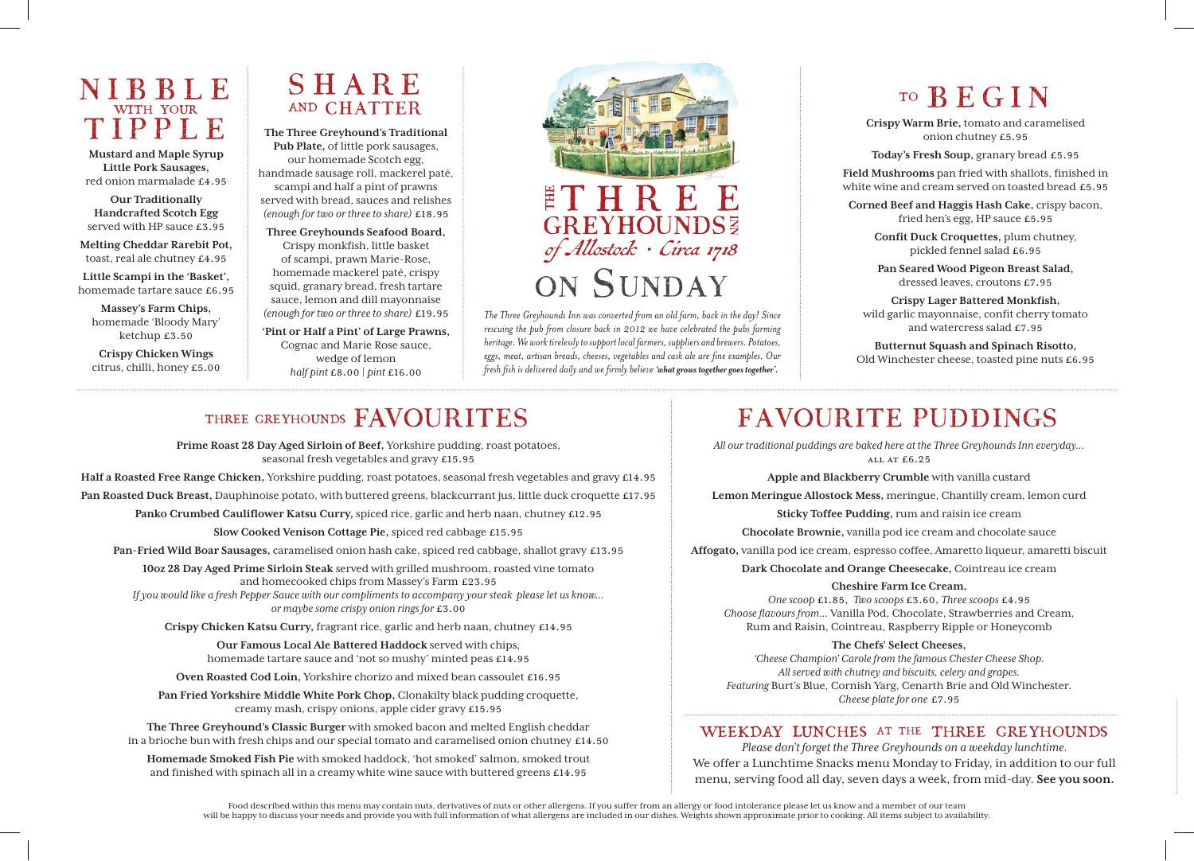# The Three Greyhounds Inn of Allostock · Circa 1718 on Sunday

*The Three Greyhounds Inn was converted from an old farm, back in the day! Since rescuing the pub from closure back in 2012 we have celebrated the pubs farming heritage. We work tirelessly to support local farmers, suppliers and brewers. Potatoes, eggs, meat, artisan breads, cheeses, vegetables and cask ale are fine examples. Our fresh fish is delivered daily and we firmly believe* ***'what grows together goes together'.***

## Nibble with your Tipple

**Mustard and Maple Syrup Little Pork Sausages,** red onion marmalade £4.95

**Our Traditionally Handcrafted Scotch Egg** served with HP sauce £3.95

**Melting Cheddar Rarebit Pot,** toast, real ale chutney £4.95

**Little Scampi in the 'Basket',** homemade tartare sauce £6.95

**Massey's Farm Chips,** homemade 'Bloody Mary' ketchup £3.50

**Crispy Chicken Wings** citrus, chilli, honey £5.00

## Share and Chatter

**The Three Greyhound's Traditional Pub Plate,** of little pork sausages, our homemade Scotch egg, handmade sausage roll, mackerel paté, scampi and half a pint of prawns served with bread, sauces and relishes *(enough for two or three to share)* £18.95

**Three Greyhounds Seafood Board,** Crispy monkfish, little basket of scampi, prawn Marie-Rose, homemade mackerel paté, crispy squid, granary bread, fresh tartare sauce, lemon and dill mayonnaise *(enough for two or three to share)* £19.95

**'Pint or Half a Pint' of Large Prawns,** Cognac and Marie Rose sauce, wedge of lemon *half pint* £8.00 | *pint* £16.00

## To Begin

**Crispy Warm Brie,** tomato and caramelised onion chutney £5.95

**Today's Fresh Soup,** granary bread £5.95

**Field Mushrooms** pan fried with shallots, finished in white wine and cream served on toasted bread £5.95

**Corned Beef and Haggis Hash Cake,** crispy bacon, fried hen's egg, HP sauce £5.95

**Confit Duck Croquettes,** plum chutney, pickled fennel salad £6.95

**Pan Seared Wood Pigeon Breast Salad,** dressed leaves, croutons £7.95

**Crispy Lager Battered Monkfish,** wild garlic mayonnaise, confit cherry tomato and watercress salad £7.95

**Butternut Squash and Spinach Risotto,** Old Winchester cheese, toasted pine nuts £6.95

## Three Greyhounds Favourites

**Prime Roast 28 Day Aged Sirloin of Beef,** Yorkshire pudding, roast potatoes, seasonal fresh vegetables and gravy £15.95

**Half a Roasted Free Range Chicken,** Yorkshire pudding, roast potatoes, seasonal fresh vegetables and gravy £14.95

**Pan Roasted Duck Breast,** Dauphinoise potato, with buttered greens, blackcurrant jus, little duck croquette £17.95

**Panko Crumbed Cauliflower Katsu Curry,** spiced rice, garlic and herb naan, chutney £12.95

**Slow Cooked Venison Cottage Pie,** spiced red cabbage £15.95

**Pan-Fried Wild Boar Sausages,** caramelised onion hash cake, spiced red cabbage, shallot gravy £13.95

**10oz 28 Day Aged Prime Sirloin Steak** served with grilled mushroom, roasted vine tomato and homecooked chips from Massey's Farm £23.95
*If you would like a fresh Pepper Sauce with our compliments to accompany your steak please let us know... or maybe some crispy onion rings for* £3.00

**Crispy Chicken Katsu Curry,** fragrant rice, garlic and herb naan, chutney £14.95

**Our Famous Local Ale Battered Haddock** served with chips, homemade tartare sauce and 'not so mushy' minted peas £14.95

**Oven Roasted Cod Loin,** Yorkshire chorizo and mixed bean cassoulet £16.95

**Pan Fried Yorkshire Middle White Pork Chop,** Clonakilty black pudding croquette, creamy mash, crispy onions, apple cider gravy £15.95

**The Three Greyhound's Classic Burger** with smoked bacon and melted English cheddar in a brioche bun with fresh chips and our special tomato and caramelised onion chutney £14.50

**Homemade Smoked Fish Pie** with smoked haddock, 'hot smoked' salmon, smoked trout and finished with spinach all in a creamy white wine sauce with buttered greens £14.95

## Favourite Puddings

*All our traditional puddings are baked here at the Three Greyhounds Inn everyday...*
ALL AT £6.25

**Apple and Blackberry Crumble** with vanilla custard

**Lemon Meringue Allostock Mess,** meringue, Chantilly cream, lemon curd

**Sticky Toffee Pudding,** rum and raisin ice cream

**Chocolate Brownie,** vanilla pod ice cream and chocolate sauce

**Affogato,** vanilla pod ice cream, espresso coffee, Amaretto liqueur, amaretti biscuit

**Dark Chocolate and Orange Cheesecake,** Cointreau ice cream

**Cheshire Farm Ice Cream,**
*One scoop* £1.85, *Two scoops* £3.60, *Three scoops* £4.95
*Choose flavours from...* Vanilla Pod, Chocolate, Strawberries and Cream, Rum and Raisin, Cointreau, Raspberry Ripple or Honeycomb

**The Chefs' Select Cheeses,**
*'Cheese Champion' Carole from the famous Chester Cheese Shop. All served with chutney and biscuits, celery and grapes.*
*Featuring* Burt's Blue, Cornish Yarg, Cenarth Brie and Old Winchester.
*Cheese plate for one* £7.95

## Weekday Lunches at the Three Greyhounds

*Please don't forget the Three Greyhounds on a weekday lunchtime.*
We offer a Lunchtime Snacks menu Monday to Friday, in addition to our full menu, serving food all day, seven days a week, from mid-day. **See you soon.**

Food described within this menu may contain nuts, derivatives of nuts or other allergens. If you suffer from an allergy or food intolerance please let us know and a member of our team will be happy to discuss your needs and provide you with full information of what allergens are included in our dishes. Weights shown approximate prior to cooking. All items subject to availability.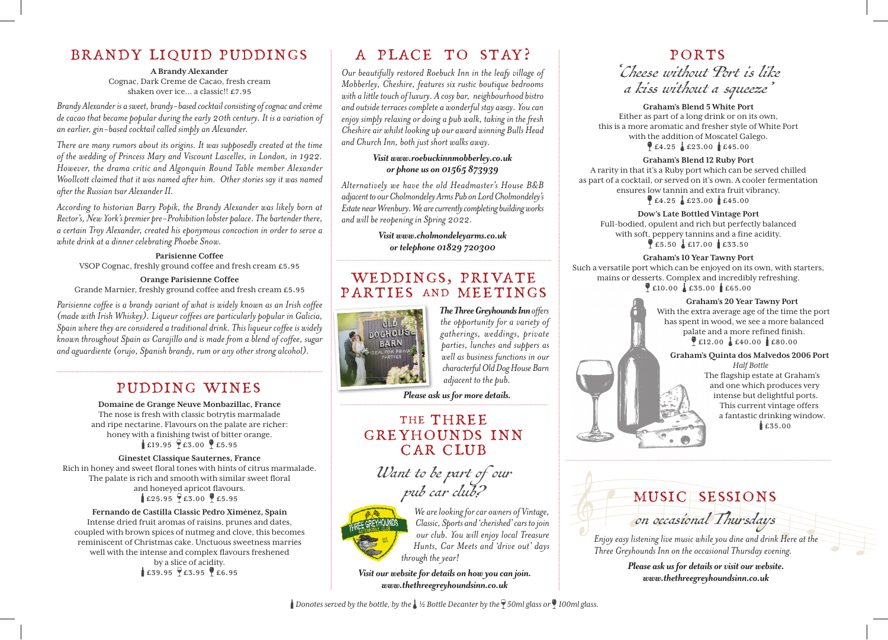## BRANDY LIQUID PUDDINGS

**A Brandy Alexander**
Cognac, Dark Creme de Cacao, fresh cream shaken over ice... a classic!! £7.95

*Brandy Alexander is a sweet, brandy-based cocktail consisting of cognac and crème de cacao that became popular during the early 20th century. It is a variation of an earlier, gin-based cocktail called simply an Alexander.*

*There are many rumors about its origins. It was supposedly created at the time of the wedding of Princess Mary and Viscount Lascelles, in London, in 1922. However, the drama critic and Algonquin Round Table member Alexander Woollcott claimed that it was named after him. Other stories say it was named after the Russian tsar Alexander II.*

*According to historian Barry Popik, the Brandy Alexander was likely born at Rector's, New York's premier pre-Prohibition lobster palace. The bartender there, a certain Troy Alexander, created his eponymous concoction in order to serve a white drink at a dinner celebrating Phoebe Snow.*

**Parisienne Coffee**
VSOP Cognac, freshly ground coffee and fresh cream £5.95

**Orange Parisienne Coffee**
Grande Marnier, freshly ground coffee and fresh cream £5.95

*Parisienne coffee is a brandy variant of what is widely known as an Irish coffee (made with Irish Whiskey). Liqueur coffees are particularly popular in Galicia, Spain where they are considered a traditional drink. This liqueur coffee is widely known throughout Spain as Carajillo and is made from a blend of coffee, sugar and aguardiente (orujo, Spanish brandy, rum or any other strong alcohol).*

## PUDDING WINES

**Domaine de Grange Neuve Monbazillac, France**
The nose is fresh with classic botrytis marmalade and ripe nectarine. Flavours on the palate are richer: honey with a finishing twist of bitter orange.
£19.95 £3.00 £5.95

**Ginestet Classique Sauternes, France**
Rich in honey and sweet floral tones with hints of citrus marmalade. The palate is rich and smooth with similar sweet floral and honeyed apricot flavours.
£25.95 £3.00 £5.95

**Fernando de Castilla Classic Pedro Ximénez, Spain**
Intense dried fruit aromas of raisins, prunes and dates, coupled with brown spices of nutmeg and clove, this becomes reminiscent of Christmas cake. Unctuous sweetness marries well with the intense and complex flavours freshened by a slice of acidity.
£39.95 £3.95 £6.95

## A PLACE TO STAY?

*Our beautifully restored Roebuck Inn in the leafy village of Mobberley, Cheshire, features six rustic boutique bedrooms with a little touch of luxury. A cosy bar, neighbourhood bistro and outside terraces complete a wonderful stay away. You can enjoy simply relaxing or doing a pub walk, taking in the fresh Cheshire air whilst looking up our award winning Bulls Head and Church Inn, both just short walks away.*

***Visit www.roebuckinnmobberley.co.uk or phone us on 01565 873939***

*Alternatively we have the old Headmaster's House B&B adjacent to our Cholmondeley Arms Pub on Lord Cholmondeley's Estate near Wrenbury. We are currently completing building works and will be reopening in Spring 2022.*

***Visit www.cholmondeleyarms.co.uk or telephone 01829 720300***

## WEDDINGS, PRIVATE PARTIES AND MEETINGS

***The Three Greyhounds Inn** offers the opportunity for a variety of gatherings, weddings, private parties, lunches and suppers as well as business functions in our characterful Old Dog House Barn adjacent to the pub.*

***Please ask us for more details.***

## THE THREE GREYHOUNDS INN CAR CLUB

*Want to be part of our pub car club?*

*We are looking for car owners of Vintage, Classic, Sports and 'cherished' cars to join our club. You will enjoy local Treasure Hunts, Car Meets and 'drive out' days through the year!*

***Visit our website for details on how you can join. www.thethreegreyhoundsinn.co.uk***

## PORTS

*'Cheese without Port is like a kiss without a squeeze'*

**Graham's Blend 5 White Port**
Either as part of a long drink or on its own, this is a more aromatic and fresher style of White Port with the addition of Moscatel Galego.
£4.25 £23.00 £45.00

**Graham's Blend 12 Ruby Port**
A rarity in that it's a Ruby port which can be served chilled as part of a cocktail, or served on it's own. A cooler fermentation ensures low tannin and extra fruit vibrancy.
£4.25 £23.00 £45.00

**Dow's Late Bottled Vintage Port**
Full-bodied, opulent and rich but perfectly balanced with soft, peppery tannins and a fine acidity.
£5.50 £17.00 £33.50

**Graham's 10 Year Tawny Port**
Such a versatile port which can be enjoyed on its own, with starters, mains or desserts. Complex and incredibly refreshing.
£10.00 £35.00 £65.00

**Graham's 20 Year Tawny Port**
With the extra average age of the time the port has spent in wood, we see a more balanced palate and a more refined finish.
£12.00 £40.00 £80.00

**Graham's Quinta dos Malvedos 2006 Port**
*Half Bottle*
The flagship estate at Graham's and one which produces very intense but delightful ports. This current vintage offers a fantastic drinking window.
£35.00

## MUSIC SESSIONS

*on occasional Thursdays*

*Enjoy easy listening live music while you dine and drink Here at the Three Greyhounds Inn on the occasional Thursday evening.*

***Please ask us for details or visit our website. www.thethreegreyhoundsinn.co.uk***

*Donotes served by the bottle, by the ½ Bottle Decanter by the 50ml glass or 100ml glass.*